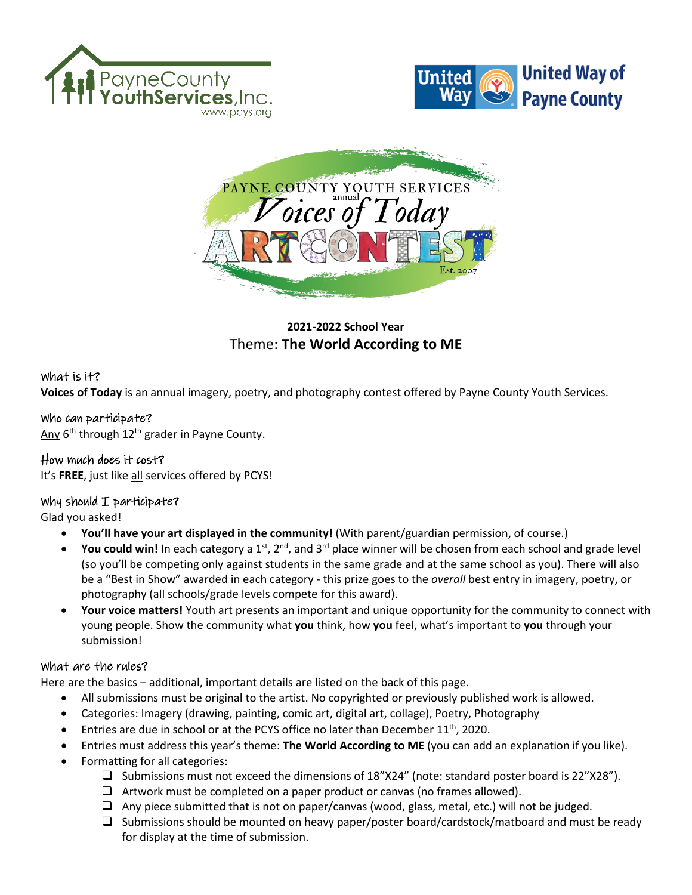PayneCounty YouthServices, Inc.
www.pcys.org

United Way of Payne County

PAYNE COUNTY YOUTH SERVICES annual *Voices of Today* ARTCONTEST Est. 2007

**2021-2022 School Year**

Theme: **The World According to ME**

## What is it?

**Voices of Today** is an annual imagery, poetry, and photography contest offered by Payne County Youth Services.

## Who can participate?

Any 6th through 12th grader in Payne County.

## How much does it cost?

It's **FREE**, just like all services offered by PCYS!

## Why should I participate?

Glad you asked!

- **You'll have your art displayed in the community!** (With parent/guardian permission, of course.)
- **You could win!** In each category a 1st, 2nd, and 3rd place winner will be chosen from each school and grade level (so you'll be competing only against students in the same grade and at the same school as you). There will also be a "Best in Show" awarded in each category - this prize goes to the *overall* best entry in imagery, poetry, or photography (all schools/grade levels compete for this award).
- **Your voice matters!** Youth art presents an important and unique opportunity for the community to connect with young people. Show the community what **you** think, how **you** feel, what's important to **you** through your submission!

## What are the rules?

Here are the basics – additional, important details are listed on the back of this page.

- All submissions must be original to the artist. No copyrighted or previously published work is allowed.
- Categories: Imagery (drawing, painting, comic art, digital art, collage), Poetry, Photography
- Entries are due in school or at the PCYS office no later than December 11th, 2020.
- Entries must address this year's theme: **The World According to ME** (you can add an explanation if you like).
- Formatting for all categories:
  - ❑ Submissions must not exceed the dimensions of 18"X24" (note: standard poster board is 22"X28").
  - ❑ Artwork must be completed on a paper product or canvas (no frames allowed).
  - ❑ Any piece submitted that is not on paper/canvas (wood, glass, metal, etc.) will not be judged.
  - ❑ Submissions should be mounted on heavy paper/poster board/cardstock/matboard and must be ready for display at the time of submission.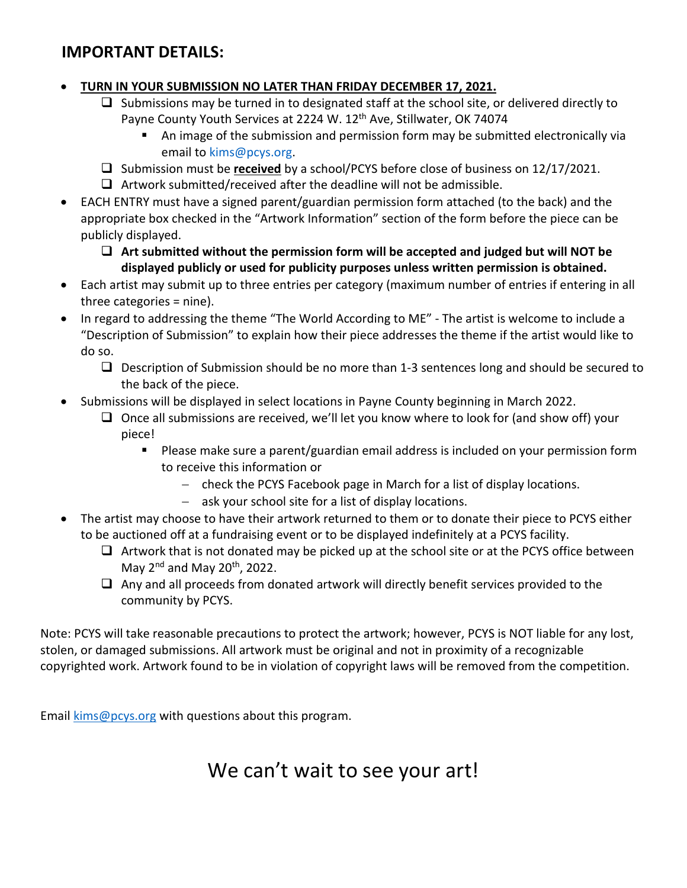## IMPORTANT DETAILS:

- **TURN IN YOUR SUBMISSION NO LATER THAN FRIDAY DECEMBER 17, 2021.**
  - ❑ Submissions may be turned in to designated staff at the school site, or delivered directly to Payne County Youth Services at 2224 W. 12th Ave, Stillwater, OK 74074
    - An image of the submission and permission form may be submitted electronically via email to kims@pcys.org.
  - ❑ Submission must be **received** by a school/PCYS before close of business on 12/17/2021.
  - ❑ Artwork submitted/received after the deadline will not be admissible.
- EACH ENTRY must have a signed parent/guardian permission form attached (to the back) and the appropriate box checked in the "Artwork Information" section of the form before the piece can be publicly displayed.
  - ❑ **Art submitted without the permission form will be accepted and judged but will NOT be displayed publicly or used for publicity purposes unless written permission is obtained.**
- Each artist may submit up to three entries per category (maximum number of entries if entering in all three categories = nine).
- In regard to addressing the theme "The World According to ME" - The artist is welcome to include a "Description of Submission" to explain how their piece addresses the theme if the artist would like to do so.
  - ❑ Description of Submission should be no more than 1-3 sentences long and should be secured to the back of the piece.
- Submissions will be displayed in select locations in Payne County beginning in March 2022.
  - ❑ Once all submissions are received, we'll let you know where to look for (and show off) your piece!
    - Please make sure a parent/guardian email address is included on your permission form to receive this information or
      - check the PCYS Facebook page in March for a list of display locations.
      - ask your school site for a list of display locations.
- The artist may choose to have their artwork returned to them or to donate their piece to PCYS either to be auctioned off at a fundraising event or to be displayed indefinitely at a PCYS facility.
  - ❑ Artwork that is not donated may be picked up at the school site or at the PCYS office between May 2nd and May 20th, 2022.
  - ❑ Any and all proceeds from donated artwork will directly benefit services provided to the community by PCYS.

Note: PCYS will take reasonable precautions to protect the artwork; however, PCYS is NOT liable for any lost, stolen, or damaged submissions. All artwork must be original and not in proximity of a recognizable copyrighted work. Artwork found to be in violation of copyright laws will be removed from the competition.

Email kims@pcys.org with questions about this program.

# We can't wait to see your art!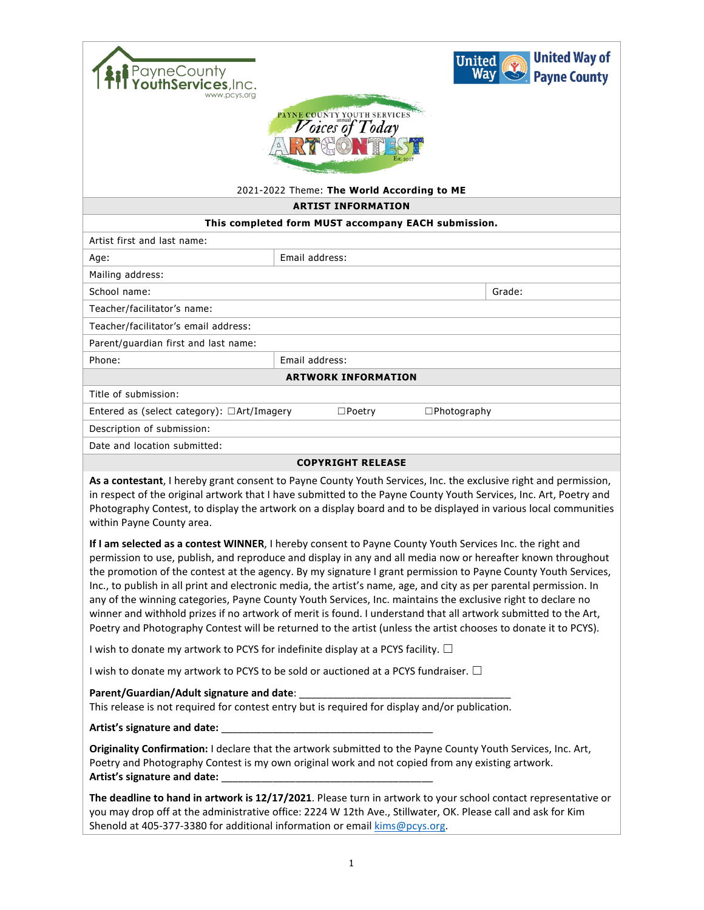PayneCounty YouthServices, Inc.
www.pcys.org

United Way of Payne County

PAYNE COUNTY YOUTH SERVICES annual Voices of Today ART CONTEST Est. 2007

2021-2022 Theme: **The World According to ME**

| | |
|---|---|
| **ARTIST INFORMATION** | |
| **This completed form MUST accompany EACH submission.** | |
| Artist first and last name: | |
| Age: | Email address: |
| Mailing address: | |
| School name: | Grade: |
| Teacher/facilitator's name: | |
| Teacher/facilitator's email address: | |
| Parent/guardian first and last name: | |
| Phone: | Email address: |
| **ARTWORK INFORMATION** | |
| Title of submission: | |
| Entered as (select category): ☐Art/Imagery ☐Poetry ☐Photography | |
| Description of submission: | |
| Date and location submitted: | |

## COPYRIGHT RELEASE

**As a contestant**, I hereby grant consent to Payne County Youth Services, Inc. the exclusive right and permission, in respect of the original artwork that I have submitted to the Payne County Youth Services, Inc. Art, Poetry and Photography Contest, to display the artwork on a display board and to be displayed in various local communities within Payne County area.

**If I am selected as a contest WINNER**, I hereby consent to Payne County Youth Services Inc. the right and permission to use, publish, and reproduce and display in any and all media now or hereafter known throughout the promotion of the contest at the agency. By my signature I grant permission to Payne County Youth Services, Inc., to publish in all print and electronic media, the artist's name, age, and city as per parental permission. In any of the winning categories, Payne County Youth Services, Inc. maintains the exclusive right to declare no winner and withhold prizes if no artwork of merit is found. I understand that all artwork submitted to the Art, Poetry and Photography Contest will be returned to the artist (unless the artist chooses to donate it to PCYS).

I wish to donate my artwork to PCYS for indefinite display at a PCYS facility. ☐

I wish to donate my artwork to PCYS to be sold or auctioned at a PCYS fundraiser. ☐

**Parent/Guardian/Adult signature and date**: ______________________________________
This release is not required for contest entry but is required for display and/or publication.

**Artist's signature and date:** ______________________________________

**Originality Confirmation:** I declare that the artwork submitted to the Payne County Youth Services, Inc. Art, Poetry and Photography Contest is my own original work and not copied from any existing artwork.
**Artist's signature and date:** ______________________________________

**The deadline to hand in artwork is 12/17/2021**. Please turn in artwork to your school contact representative or you may drop off at the administrative office: 2224 W 12th Ave., Stillwater, OK. Please call and ask for Kim Shenold at 405-377-3380 for additional information or email kims@pcys.org.